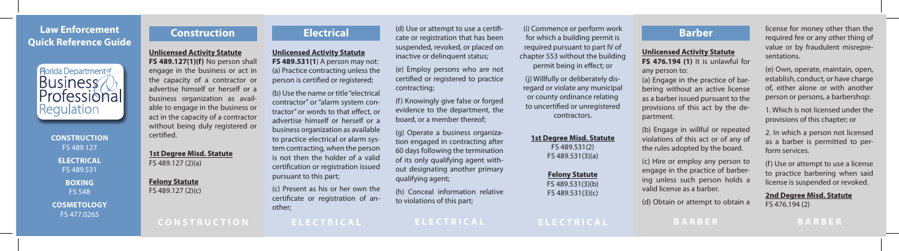# Law Enforcement Quick Reference Guide

Florida Department of Business & Professional Regulation

**CONSTRUCTION**
FS 489.127

**ELECTRICAL**
FS 489.531

**BOXING**
FS 548

**COSMETOLOGY**
FS 477.0265

## Construction

**Unlicensed Activity Statute**

**FS 489.127(1)(f)** No person shall engage in the business or act in the capacity of a contractor or advertise himself or herself or a business organization as available to engage in the business or act in the capacity of a contractor without being duly registered or certified.

**1st Degree Misd. Statute**
FS 489.127 (2)(a)

**Felony Statute**
FS 489.127 (2)(c)

## Electrical

**Unlicensed Activity Statute**

**FS 489.531(1**) A person may not:

(a) Practice contracting unless the person is certified or registered;

(b) Use the name or title "electrical contractor" or "alarm system contractor" or words to that effect, or advertise himself or herself or a business organization as available to practice electrical or alarm system contracting, when the person is not then the holder of a valid certification or registration issued pursuant to this part;

(c) Present as his or her own the certificate or registration of another;

(d) Use or attempt to use a certificate or registration that has been suspended, revoked, or placed on inactive or delinquent status;

(e) Employ persons who are not certified or registered to practice contracting;

(f) Knowingly give false or forged evidence to the department, the board, or a member thereof;

(g) Operate a business organization engaged in contracting after 60 days following the termination of its only qualifying agent without designating another primary qualifying agent;

(h) Conceal information relative to violations of this part;

(i) Commence or perform work for which a building permit is required pursuant to part IV of chapter 553 without the building permit being in effect; or

(j) Willfully or deliberately disregard or violate any municipal or county ordinance relating to uncertified or unregistered contractors.

**1st Degree Misd. Statute**
FS 489.531(2)
FS 489.531(3)(a)

**Felony Statute**
FS 489.531(3)(b)
FS 489.531(3)(c)

## Barber

**Unlicensed Activity Statute**

**FS 476.194 (1)** It is unlawful for any person to:

(a) Engage in the practice of barbering without an active license as a barber issued pursuant to the provisions of this act by the department.

(b) Engage in willful or repeated violations of this act or of any of the rules adopted by the board.

(c) Hire or employ any person to engage in the practice of barbering unless such person holds a valid license as a barber.

(d) Obtain or attempt to obtain a license for money other than the required fee or any other thing of value or by fraudulent misrepresentations.

(e) Own, operate, maintain, open, establish, conduct, or have charge of, either alone or with another person or persons, a barbershop:

1. Which is not licensed under the provisions of this chapter; or

2. In which a person not licensed as a barber is permitted to perform services.

(f) Use or attempt to use a license to practice barbering when said license is suspended or revoked.

**2nd Degree Misd. Statute**
FS 476.194 (2)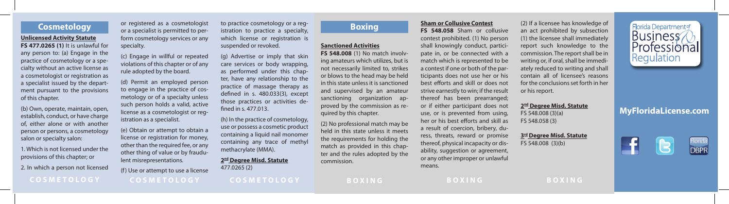## Cosmetology

**Unlicensed Activity Statute**

**FS 477.0265 (1)** It is unlawful for any person to: (a) Engage in the practice of cosmetology or a specialty without an active license as a cosmetologist or registration as a specialist issued by the department pursuant to the provisions of this chapter.

(b) Own, operate, maintain, open, establish, conduct, or have charge of, either alone or with another person or persons, a cosmetology salon or specialty salon:

1. Which is not licensed under the provisions of this chapter; or
2. In which a person not licensed or registered as a cosmetologist or a specialist is permitted to perform cosmetology services or any specialty.

(c) Engage in willful or repeated violations of this chapter or of any rule adopted by the board.

(d) Permit an employed person to engage in the practice of cosmetology or of a specialty unless such person holds a valid, active license as a cosmetologist or registration as a specialist.

(e) Obtain or attempt to obtain a license or registration for money, other than the required fee, or any other thing of value or by fraudulent misrepresentations.

(f) Use or attempt to use a license to practice cosmetology or a registration to practice a specialty, which license or registration is suspended or revoked.

(g) Advertise or imply that skin care services or body wrapping, as performed under this chapter, have any relationship to the practice of massage therapy as defined in s. 480.033(3), except those practices or activities defined in s. 477.013.

(h) In the practice of cosmetology, use or possess a cosmetic product containing a liquid nail monomer containing any trace of methyl methacrylate (MMA).

**2nd Degree Misd. Statute**
477.0265 (2)

## Boxing

**Sanctioned Activities**

**FS 548.008** (1) No match involving amateurs which utilizes, but is not necessarily limited to, strikes or blows to the head may be held in this state unless it is sanctioned and supervised by an amateur sanctioning organization approved by the commission as required by this chapter.

(2) No professional match may be held in this state unless it meets the requirements for holding the match as provided in this chapter and the rules adopted by the commission.

**Sham or Collusive Contest**

**FS 548.058** Sham or collusive contest prohibited. (1) No person shall knowingly conduct, participate in, or be connected with a match which is represented to be a contest if one or both of the participants does not use her or his best efforts and skill or does not strive earnestly to win; if the result thereof has been prearranged; or if either participant does not use, or is prevented from using, her or his best efforts and skill as a result of coercion, bribery, duress, threats, reward or promise thereof, physical incapacity or disability, suggestion or agreement, or any other improper or unlawful means.

(2) If a licensee has knowledge of an act prohibited by subsection (1) the licensee shall immediately report such knowledge to the commission. The report shall be in writing or, if oral, shall be immediately reduced to writing and shall contain all of licensee's reasons for the conclusions set forth in her or his report.

**2nd Degree Misd. Statute**
FS 548.008 (3)(a)
FS 548.058 (3)

**3rd Degree Misd. Statute**
FS 548.008 (3)(b)

Florida Department of Business & Professional Regulation

**MyFloridaLicense.com**